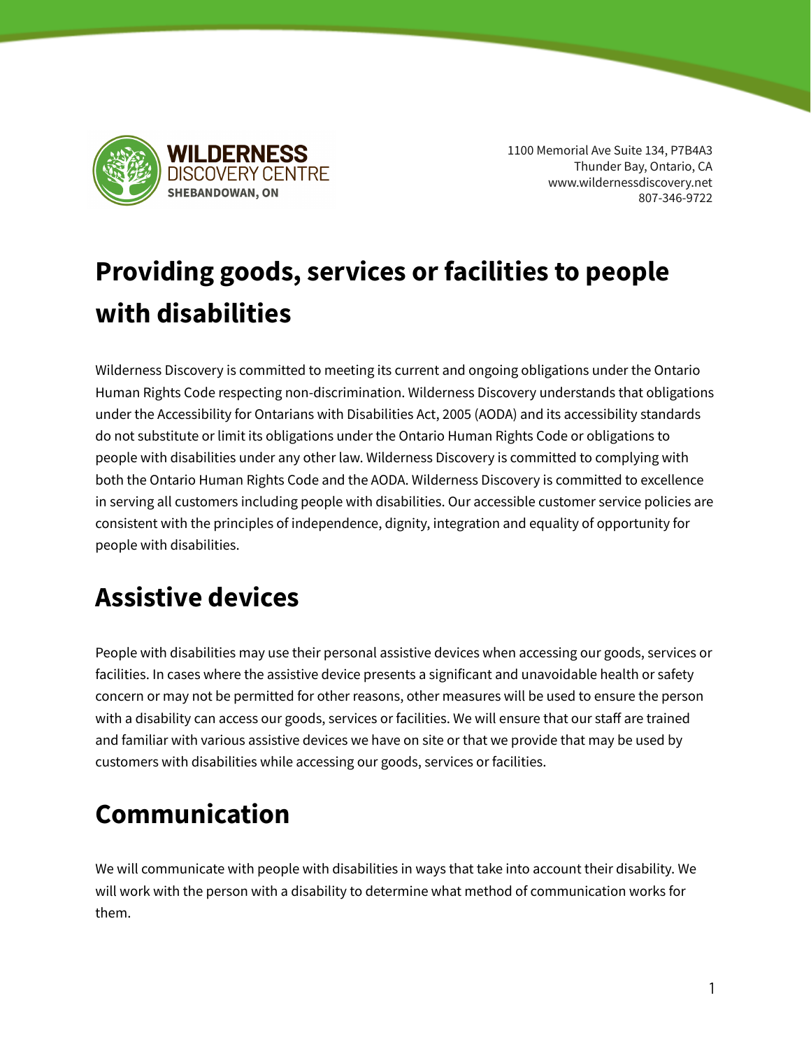WILDERNESS DISCOVERY CENTRE
SHEBANDOWAN, ON

1100 Memorial Ave Suite 134, P7B4A3
Thunder Bay, Ontario, CA
www.wildernessdiscovery.net
807-346-9722

# Providing goods, services or facilities to people with disabilities

Wilderness Discovery is committed to meeting its current and ongoing obligations under the Ontario Human Rights Code respecting non-discrimination. Wilderness Discovery understands that obligations under the Accessibility for Ontarians with Disabilities Act, 2005 (AODA) and its accessibility standards do not substitute or limit its obligations under the Ontario Human Rights Code or obligations to people with disabilities under any other law. Wilderness Discovery is committed to complying with both the Ontario Human Rights Code and the AODA. Wilderness Discovery is committed to excellence in serving all customers including people with disabilities. Our accessible customer service policies are consistent with the principles of independence, dignity, integration and equality of opportunity for people with disabilities.

## Assistive devices

People with disabilities may use their personal assistive devices when accessing our goods, services or facilities. In cases where the assistive device presents a significant and unavoidable health or safety concern or may not be permitted for other reasons, other measures will be used to ensure the person with a disability can access our goods, services or facilities. We will ensure that our staff are trained and familiar with various assistive devices we have on site or that we provide that may be used by customers with disabilities while accessing our goods, services or facilities.

## Communication

We will communicate with people with disabilities in ways that take into account their disability. We will work with the person with a disability to determine what method of communication works for them.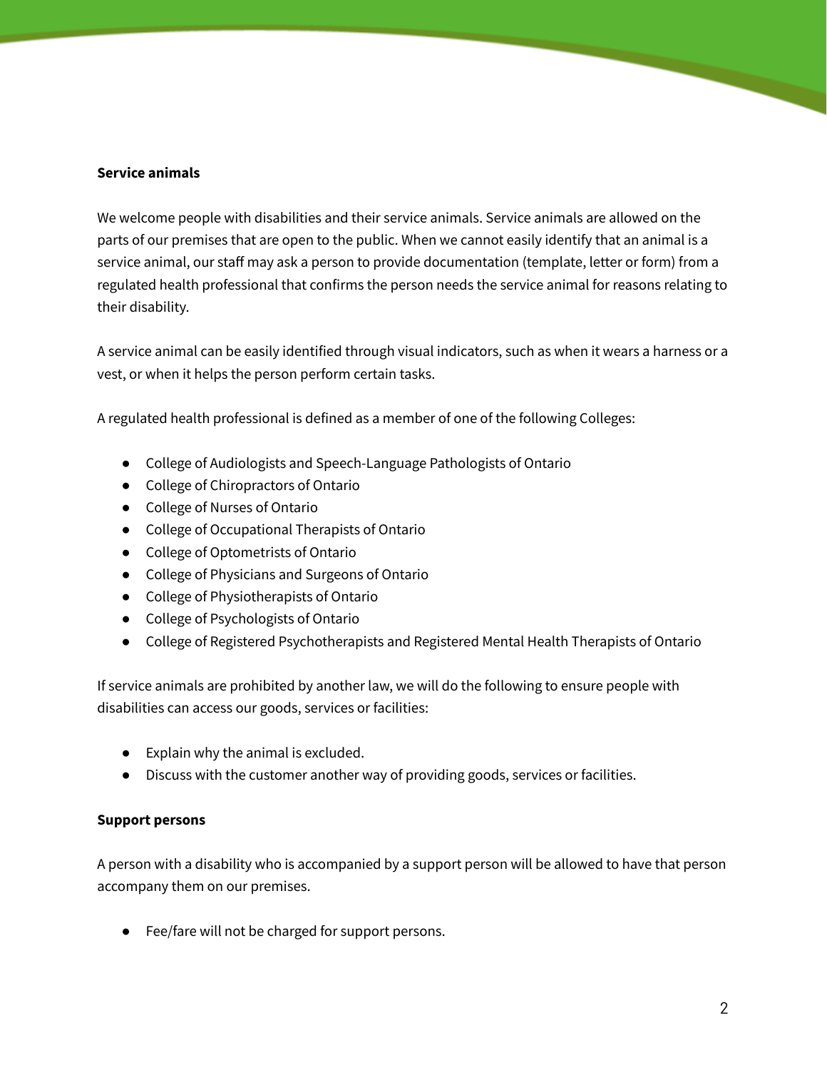**Service animals**

We welcome people with disabilities and their service animals. Service animals are allowed on the parts of our premises that are open to the public. When we cannot easily identify that an animal is a service animal, our staff may ask a person to provide documentation (template, letter or form) from a regulated health professional that confirms the person needs the service animal for reasons relating to their disability.

A service animal can be easily identified through visual indicators, such as when it wears a harness or a vest, or when it helps the person perform certain tasks.

A regulated health professional is defined as a member of one of the following Colleges:

- College of Audiologists and Speech-Language Pathologists of Ontario
- College of Chiropractors of Ontario
- College of Nurses of Ontario
- College of Occupational Therapists of Ontario
- College of Optometrists of Ontario
- College of Physicians and Surgeons of Ontario
- College of Physiotherapists of Ontario
- College of Psychologists of Ontario
- College of Registered Psychotherapists and Registered Mental Health Therapists of Ontario

If service animals are prohibited by another law, we will do the following to ensure people with disabilities can access our goods, services or facilities:

- Explain why the animal is excluded.
- Discuss with the customer another way of providing goods, services or facilities.

**Support persons**

A person with a disability who is accompanied by a support person will be allowed to have that person accompany them on our premises.

- Fee/fare will not be charged for support persons.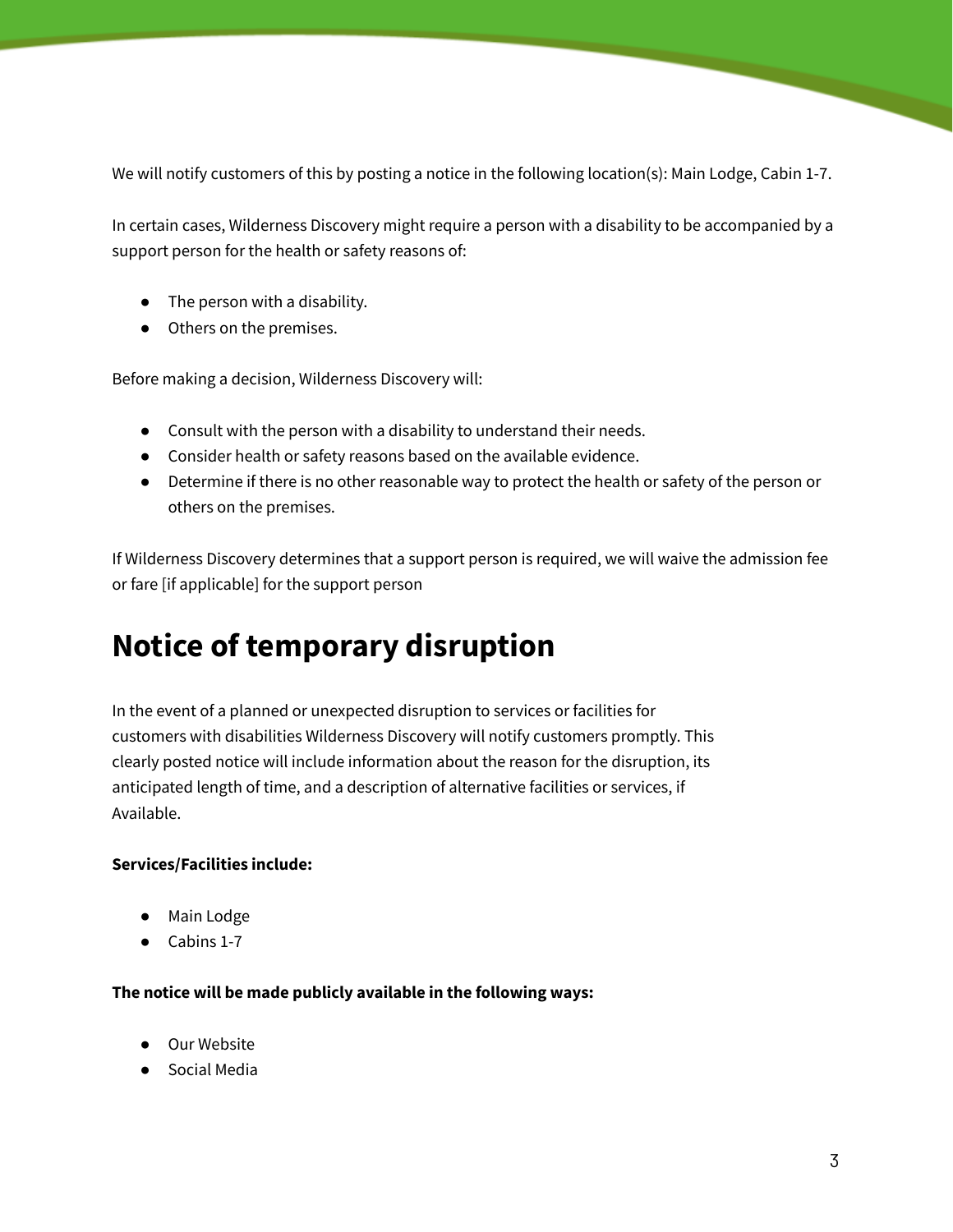We will notify customers of this by posting a notice in the following location(s): Main Lodge, Cabin 1-7.

In certain cases, Wilderness Discovery might require a person with a disability to be accompanied by a support person for the health or safety reasons of:

- The person with a disability.
- Others on the premises.

Before making a decision, Wilderness Discovery will:

- Consult with the person with a disability to understand their needs.
- Consider health or safety reasons based on the available evidence.
- Determine if there is no other reasonable way to protect the health or safety of the person or others on the premises.

If Wilderness Discovery determines that a support person is required, we will waive the admission fee or fare [if applicable] for the support person

# Notice of temporary disruption

In the event of a planned or unexpected disruption to services or facilities for customers with disabilities Wilderness Discovery will notify customers promptly. This clearly posted notice will include information about the reason for the disruption, its anticipated length of time, and a description of alternative facilities or services, if Available.

**Services/Facilities include:**

- Main Lodge
- Cabins 1-7

**The notice will be made publicly available in the following ways:**

- Our Website
- Social Media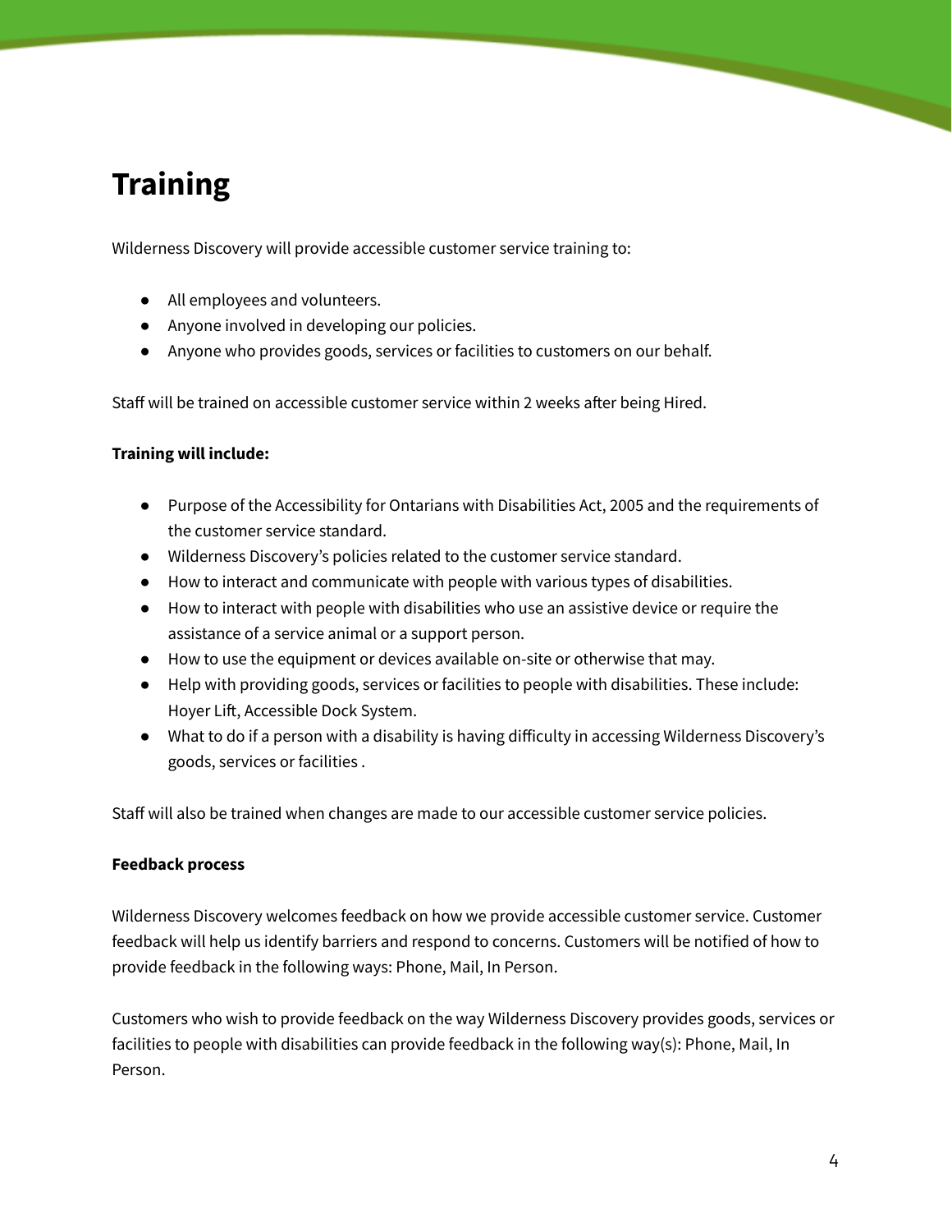# Training

Wilderness Discovery will provide accessible customer service training to:

- All employees and volunteers.
- Anyone involved in developing our policies.
- Anyone who provides goods, services or facilities to customers on our behalf.

Staff will be trained on accessible customer service within 2 weeks after being Hired.

**Training will include:**

- Purpose of the Accessibility for Ontarians with Disabilities Act, 2005 and the requirements of the customer service standard.
- Wilderness Discovery's policies related to the customer service standard.
- How to interact and communicate with people with various types of disabilities.
- How to interact with people with disabilities who use an assistive device or require the assistance of a service animal or a support person.
- How to use the equipment or devices available on-site or otherwise that may.
- Help with providing goods, services or facilities to people with disabilities. These include: Hoyer Lift, Accessible Dock System.
- What to do if a person with a disability is having difficulty in accessing Wilderness Discovery's goods, services or facilities .

Staff will also be trained when changes are made to our accessible customer service policies.

**Feedback process**

Wilderness Discovery welcomes feedback on how we provide accessible customer service. Customer feedback will help us identify barriers and respond to concerns. Customers will be notified of how to provide feedback in the following ways: Phone, Mail, In Person.

Customers who wish to provide feedback on the way Wilderness Discovery provides goods, services or facilities to people with disabilities can provide feedback in the following way(s): Phone, Mail, In Person.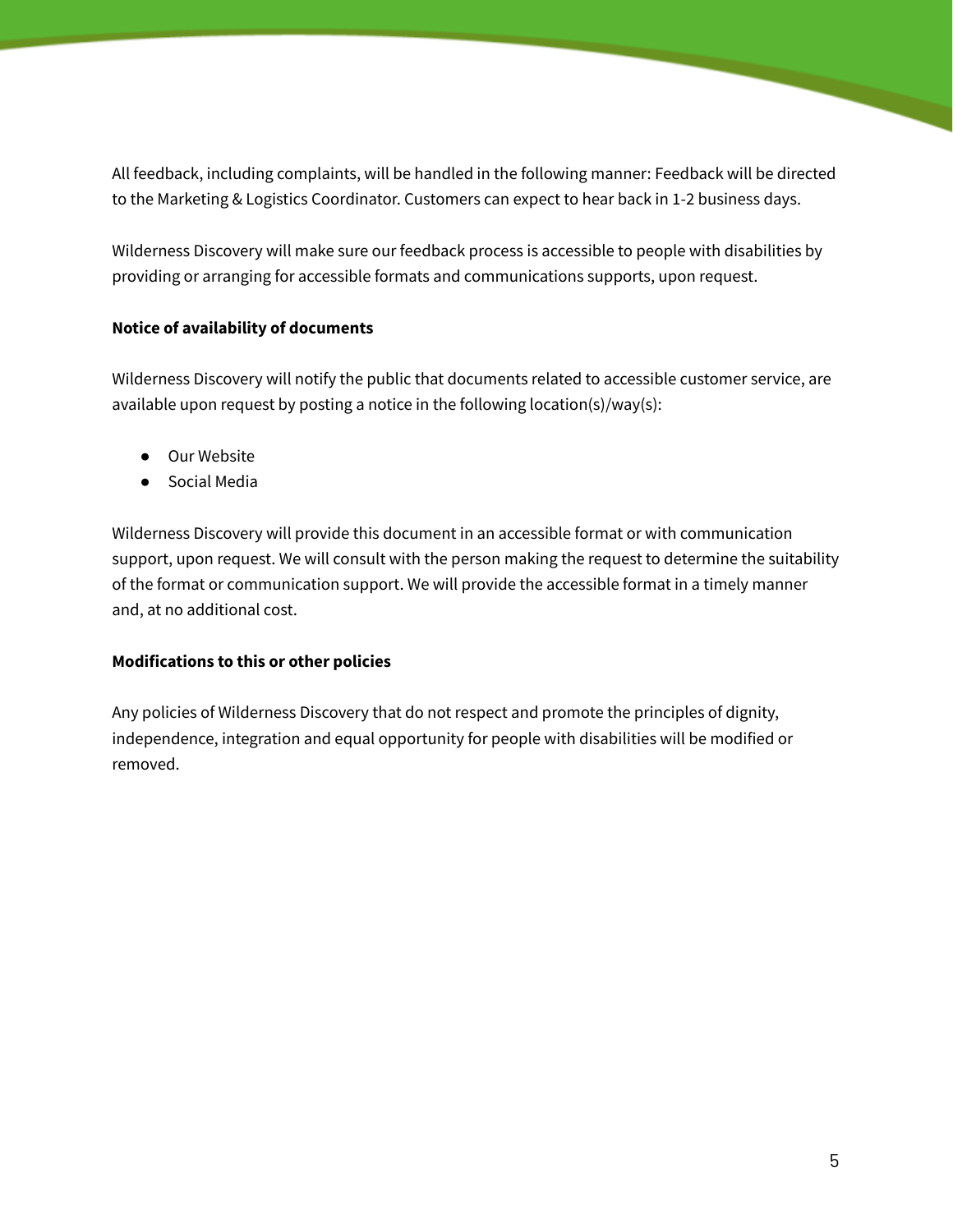All feedback, including complaints, will be handled in the following manner: Feedback will be directed to the Marketing & Logistics Coordinator. Customers can expect to hear back in 1-2 business days.

Wilderness Discovery will make sure our feedback process is accessible to people with disabilities by providing or arranging for accessible formats and communications supports, upon request.

**Notice of availability of documents**

Wilderness Discovery will notify the public that documents related to accessible customer service, are available upon request by posting a notice in the following location(s)/way(s):

- Our Website
- Social Media

Wilderness Discovery will provide this document in an accessible format or with communication support, upon request. We will consult with the person making the request to determine the suitability of the format or communication support. We will provide the accessible format in a timely manner and, at no additional cost.

**Modifications to this or other policies**

Any policies of Wilderness Discovery that do not respect and promote the principles of dignity, independence, integration and equal opportunity for people with disabilities will be modified or removed.